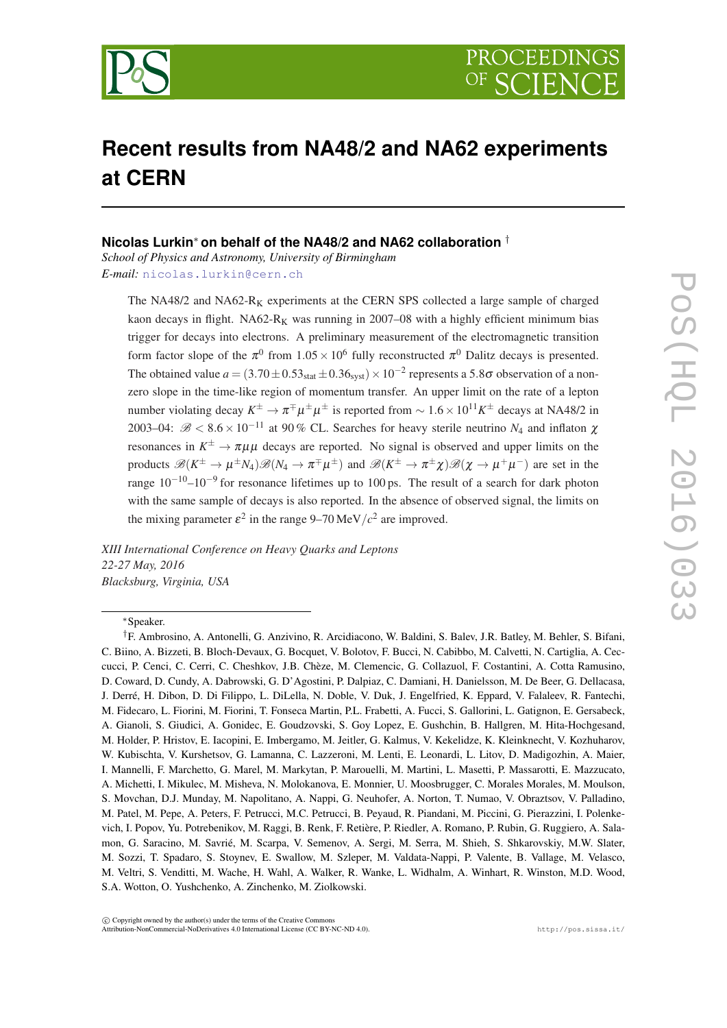# Recent results from NA48/2 and NA62 experiments at CERN

**Nicolas Lurkin*** **on behalf of the NA48/2 and NA62 collaboration** [†]

*School of Physics and Astronomy, University of Birmingham*

*E-mail:* nicolas.lurkin@cern.ch

The NA48/2 and NA62-$R_K$ experiments at the CERN SPS collected a large sample of charged kaon decays in flight. NA62-$R_K$ was running in 2007–08 with a highly efficient minimum bias trigger for decays into electrons. A preliminary measurement of the electromagnetic transition form factor slope of the $\pi^0$ from $1.05\times10^6$ fully reconstructed $\pi^0$ Dalitz decays is presented. The obtained value $a = (3.70\pm0.53_{\text{stat}}\pm0.36_{\text{syst}})\times10^{-2}$ represents a $5.8\sigma$ observation of a non-zero slope in the time-like region of momentum transfer. An upper limit on the rate of a lepton number violating decay $K^\pm\to\pi^\mp\mu^\pm\mu^\pm$ is reported from $\sim1.6\times10^{11}K^\pm$ decays at NA48/2 in 2003–04: $\mathscr{B}<8.6\times10^{-11}$ at 90 % CL. Searches for heavy sterile neutrino $N_4$ and inflaton $\chi$ resonances in $K^\pm\to\pi\mu\mu$ decays are reported. No signal is observed and upper limits on the products $\mathscr{B}(K^\pm\to\mu^\pm N_4)\mathscr{B}(N_4\to\pi^\mp\mu^\pm)$ and $\mathscr{B}(K^\pm\to\pi^\pm\chi)\mathscr{B}(\chi\to\mu^+\mu^-)$ are set in the range $10^{-10}$–$10^{-9}$ for resonance lifetimes up to 100 ps. The result of a search for dark photon with the same sample of decays is also reported. In the absence of observed signal, the limits on the mixing parameter $\varepsilon^2$ in the range 9–70 MeV$/c^2$ are improved.

*XIII International Conference on Heavy Quarks and Leptons*
*22-27 May, 2016*
*Blacksburg, Virginia, USA*

---

*Speaker.

[†]F. Ambrosino, A. Antonelli, G. Anzivino, R. Arcidiacono, W. Baldini, S. Balev, J.R. Batley, M. Behler, S. Bifani, C. Biino, A. Bizzeti, B. Bloch-Devaux, G. Bocquet, V. Bolotov, F. Bucci, N. Cabibbo, M. Calvetti, N. Cartiglia, A. Ceccucci, P. Cenci, C. Cerri, C. Cheshkov, J.B. Chèze, M. Clemencic, G. Collazuol, F. Costantini, A. Cotta Ramusino, D. Coward, D. Cundy, A. Dabrowski, G. D'Agostini, P. Dalpiaz, C. Damiani, H. Danielsson, M. De Beer, G. Dellacasa, J. Derré, H. Dibon, D. Di Filippo, L. DiLella, N. Doble, V. Duk, J. Engelfried, K. Eppard, V. Falaleev, R. Fantechi, M. Fidecaro, L. Fiorini, M. Fiorini, T. Fonseca Martin, P.L. Frabetti, A. Fucci, S. Gallorini, L. Gatignon, E. Gersabeck, A. Gianoli, S. Giudici, A. Gonidec, E. Goudzovski, S. Goy Lopez, E. Gushchin, B. Hallgren, M. Hita-Hochgesand, M. Holder, P. Hristov, E. Iacopini, E. Imbergamo, M. Jeitler, G. Kalmus, V. Kekelidze, K. Kleinknecht, V. Kozhuharov, W. Kubischta, V. Kurshetsov, G. Lamanna, C. Lazzeroni, M. Lenti, E. Leonardi, L. Litov, D. Madigozhin, A. Maier, I. Mannelli, F. Marchetto, G. Marel, M. Markytan, P. Marouelli, M. Martini, L. Masetti, P. Massarotti, E. Mazzucato, A. Michetti, I. Mikulec, M. Misheva, N. Molokanova, E. Monnier, U. Moosbrugger, C. Morales Morales, M. Moulson, S. Movchan, D.J. Munday, M. Napolitano, A. Nappi, G. Neuhofer, A. Norton, T. Numao, V. Obraztsov, V. Palladino, M. Patel, M. Pepe, A. Peters, F. Petrucci, M.C. Petrucci, B. Peyaud, R. Piandani, M. Piccini, G. Pierazzini, I. Polenkevich, I. Popov, Yu. Potrebenikov, M. Raggi, B. Renk, F. Retière, P. Riedler, A. Romano, P. Rubin, G. Ruggiero, A. Salamon, G. Saracino, M. Savrié, M. Scarpa, V. Semenov, A. Sergi, M. Serra, M. Shieh, S. Shkarovskiy, M.W. Slater, M. Sozzi, T. Spadaro, S. Stoynev, E. Swallow, M. Szleper, M. Valdata-Nappi, P. Valente, B. Vallage, M. Velasco, M. Veltri, S. Venditti, M. Wache, H. Wahl, A. Walker, R. Wanke, L. Widhalm, A. Winhart, R. Winston, M.D. Wood, S.A. Wotton, O. Yushchenko, A. Zinchenko, M. Ziolkowski.

© Copyright owned by the author(s) under the terms of the Creative Commons Attribution-NonCommercial-NoDerivatives 4.0 International License (CC BY-NC-ND 4.0).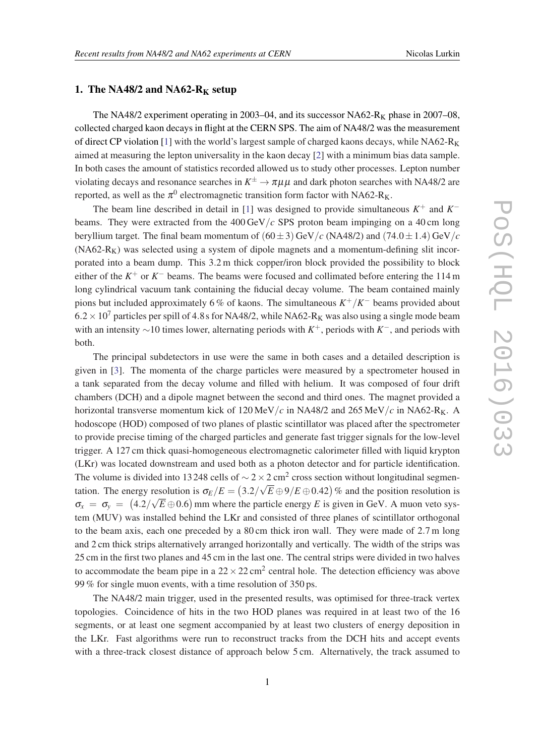## 1. The NA48/2 and NA62-$R_K$ setup

The NA48/2 experiment operating in 2003–04, and its successor NA62-$R_K$ phase in 2007–08, collected charged kaon decays in flight at the CERN SPS. The aim of NA48/2 was the measurement of direct CP violation [1] with the world's largest sample of charged kaons decays, while NA62-$R_K$ aimed at measuring the lepton universality in the kaon decay [2] with a minimum bias data sample. In both cases the amount of statistics recorded allowed us to study other processes. Lepton number violating decays and resonance searches in $K^{\pm} \to \pi\mu\mu$ and dark photon searches with NA48/2 are reported, as well as the $\pi^0$ electromagnetic transition form factor with NA62-$R_K$.

The beam line described in detail in [1] was designed to provide simultaneous $K^+$ and $K^-$ beams. They were extracted from the 400 GeV/$c$ SPS proton beam impinging on a 40 cm long beryllium target. The final beam momentum of $(60 \pm 3)$ GeV/$c$ (NA48/2) and $(74.0 \pm 1.4)$ GeV/$c$ (NA62-$R_K$) was selected using a system of dipole magnets and a momentum-defining slit incorporated into a beam dump. This 3.2 m thick copper/iron block provided the possibility to block either of the $K^+$ or $K^-$ beams. The beams were focused and collimated before entering the 114 m long cylindrical vacuum tank containing the fiducial decay volume. The beam contained mainly pions but included approximately 6 % of kaons. The simultaneous $K^+/K^-$ beams provided about $6.2 \times 10^7$ particles per spill of 4.8 s for NA48/2, while NA62-$R_K$ was also using a single mode beam with an intensity ~10 times lower, alternating periods with $K^+$, periods with $K^-$, and periods with both.

The principal subdetectors in use were the same in both cases and a detailed description is given in [3]. The momenta of the charge particles were measured by a spectrometer housed in a tank separated from the decay volume and filled with helium. It was composed of four drift chambers (DCH) and a dipole magnet between the second and third ones. The magnet provided a horizontal transverse momentum kick of 120 MeV/$c$ in NA48/2 and 265 MeV/$c$ in NA62-$R_K$. A hodoscope (HOD) composed of two planes of plastic scintillator was placed after the spectrometer to provide precise timing of the charged particles and generate fast trigger signals for the low-level trigger. A 127 cm thick quasi-homogeneous electromagnetic calorimeter filled with liquid krypton (LKr) was located downstream and used both as a photon detector and for particle identification. The volume is divided into 13 248 cells of $\sim 2 \times 2$ cm$^2$ cross section without longitudinal segmentation. The energy resolution is $\sigma_E/E = \left(3.2/\sqrt{E} \oplus 9/E \oplus 0.42\right)$ % and the position resolution is $\sigma_x = \sigma_y = \left(4.2/\sqrt{E} \oplus 0.6\right)$ mm where the particle energy $E$ is given in GeV. A muon veto system (MUV) was installed behind the LKr and consisted of three planes of scintillator orthogonal to the beam axis, each one preceded by a 80 cm thick iron wall. They were made of 2.7 m long and 2 cm thick strips alternatively arranged horizontally and vertically. The width of the strips was 25 cm in the first two planes and 45 cm in the last one. The central strips were divided in two halves to accommodate the beam pipe in a $22 \times 22$ cm$^2$ central hole. The detection efficiency was above 99 % for single muon events, with a time resolution of 350 ps.

The NA48/2 main trigger, used in the presented results, was optimised for three-track vertex topologies. Coincidence of hits in the two HOD planes was required in at least two of the 16 segments, or at least one segment accompanied by at least two clusters of energy deposition in the LKr. Fast algorithms were run to reconstruct tracks from the DCH hits and accept events with a three-track closest distance of approach below 5 cm. Alternatively, the track assumed to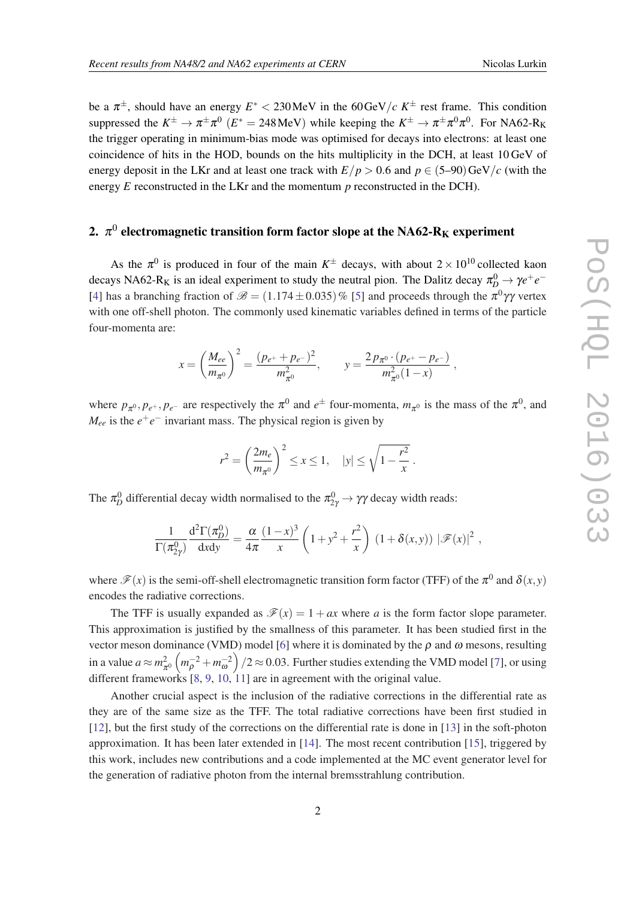be a $\pi^{\pm}$, should have an energy $E^{*} < 230\,\text{MeV}$ in the $60\,\text{GeV}/c$ $K^{\pm}$ rest frame. This condition suppressed the $K^{\pm} \to \pi^{\pm}\pi^{0}$ ($E^{*} = 248\,\text{MeV}$) while keeping the $K^{\pm} \to \pi^{\pm}\pi^{0}\pi^{0}$. For NA62-$\text{R}_\text{K}$ the trigger operating in minimum-bias mode was optimised for decays into electrons: at least one coincidence of hits in the HOD, bounds on the hits multiplicity in the DCH, at least 10 GeV of energy deposit in the LKr and at least one track with $E/p > 0.6$ and $p \in (5\text{–}90)\,\text{GeV}/c$ (with the energy $E$ reconstructed in the LKr and the momentum $p$ reconstructed in the DCH).

## 2. $\pi^0$ electromagnetic transition form factor slope at the NA62-$\text{R}_\text{K}$ experiment

As the $\pi^0$ is produced in four of the main $K^{\pm}$ decays, with about $2 \times 10^{10}$ collected kaon decays NA62-$\text{R}_\text{K}$ is an ideal experiment to study the neutral pion. The Dalitz decay $\pi^0_D \to \gamma e^+ e^-$ [4] has a branching fraction of $\mathscr{B} = (1.174 \pm 0.035)\,\%$ [5] and proceeds through the $\pi^0\gamma\gamma$ vertex with one off-shell photon. The commonly used kinematic variables defined in terms of the particle four-momenta are:

$$x = \left(\frac{M_{ee}}{m_{\pi^0}}\right)^2 = \frac{(p_{e^+} + p_{e^-})^2}{m_{\pi^0}^2}, \qquad y = \frac{2\,p_{\pi^0} \cdot (p_{e^+} - p_{e^-})}{m_{\pi^0}^2 (1-x)}\,,$$

where $p_{\pi^0}, p_{e^+}, p_{e^-}$ are respectively the $\pi^0$ and $e^{\pm}$ four-momenta, $m_{\pi^0}$ is the mass of the $\pi^0$, and $M_{ee}$ is the $e^+e^-$ invariant mass. The physical region is given by

$$r^2 = \left(\frac{2m_e}{m_{\pi^0}}\right)^2 \leq x \leq 1, \quad |y| \leq \sqrt{1 - \frac{r^2}{x}}\,.$$

The $\pi^0_D$ differential decay width normalised to the $\pi^0_{2\gamma} \to \gamma\gamma$ decay width reads:

$$\frac{1}{\Gamma(\pi^0_{2\gamma})} \frac{\mathrm{d}^2\Gamma(\pi^0_D)}{\mathrm{d}x\mathrm{d}y} = \frac{\alpha}{4\pi} \frac{(1-x)^3}{x} \left(1 + y^2 + \frac{r^2}{x}\right) (1 + \delta(x,y))\, |\mathscr{F}(x)|^2\,,$$

where $\mathscr{F}(x)$ is the semi-off-shell electromagnetic transition form factor (TFF) of the $\pi^0$ and $\delta(x,y)$ encodes the radiative corrections.

The TFF is usually expanded as $\mathscr{F}(x) = 1 + ax$ where $a$ is the form factor slope parameter. This approximation is justified by the smallness of this parameter. It has been studied first in the vector meson dominance (VMD) model [6] where it is dominated by the $\rho$ and $\omega$ mesons, resulting in a value $a \approx m_{\pi^0}^2 \left(m_\rho^{-2} + m_\omega^{-2}\right)/2 \approx 0.03$. Further studies extending the VMD model [7], or using different frameworks [8, 9, 10, 11] are in agreement with the original value.

Another crucial aspect is the inclusion of the radiative corrections in the differential rate as they are of the same size as the TFF. The total radiative corrections have been first studied in [12], but the first study of the corrections on the differential rate is done in [13] in the soft-photon approximation. It has been later extended in [14]. The most recent contribution [15], triggered by this work, includes new contributions and a code implemented at the MC event generator level for the generation of radiative photon from the internal bremsstrahlung contribution.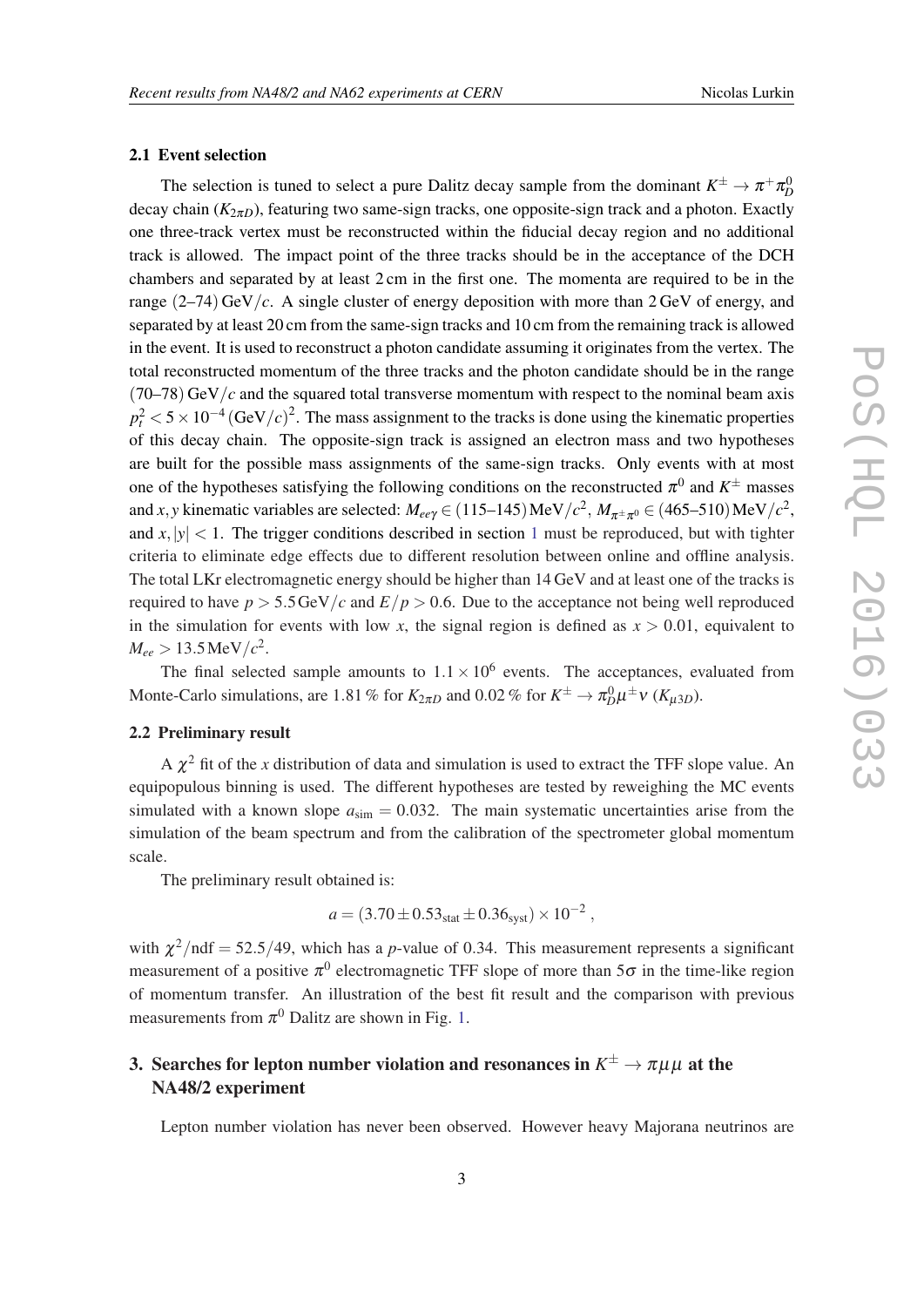### 2.1 Event selection

The selection is tuned to select a pure Dalitz decay sample from the dominant $K^\pm \to \pi^+\pi^0_D$ decay chain ($K_{2\pi D}$), featuring two same-sign tracks, one opposite-sign track and a photon. Exactly one three-track vertex must be reconstructed within the fiducial decay region and no additional track is allowed. The impact point of the three tracks should be in the acceptance of the DCH chambers and separated by at least 2 cm in the first one. The momenta are required to be in the range (2–74) $\mathrm{GeV}/c$. A single cluster of energy deposition with more than 2 GeV of energy, and separated by at least 20 cm from the same-sign tracks and 10 cm from the remaining track is allowed in the event. It is used to reconstruct a photon candidate assuming it originates from the vertex. The total reconstructed momentum of the three tracks and the photon candidate should be in the range (70–78) $\mathrm{GeV}/c$ and the squared total transverse momentum with respect to the nominal beam axis $p_t^2 < 5 \times 10^{-4}\,(\mathrm{GeV}/c)^2$. The mass assignment to the tracks is done using the kinematic properties of this decay chain. The opposite-sign track is assigned an electron mass and two hypotheses are built for the possible mass assignments of the same-sign tracks. Only events with at most one of the hypotheses satisfying the following conditions on the reconstructed $\pi^0$ and $K^\pm$ masses and $x, y$ kinematic variables are selected: $M_{ee\gamma} \in (115\text{–}145)\,\mathrm{MeV}/c^2$, $M_{\pi^\pm\pi^0} \in (465\text{–}510)\,\mathrm{MeV}/c^2$, and $x, |y| < 1$. The trigger conditions described in section 1 must be reproduced, but with tighter criteria to eliminate edge effects due to different resolution between online and offline analysis. The total LKr electromagnetic energy should be higher than 14 GeV and at least one of the tracks is required to have $p > 5.5\,\mathrm{GeV}/c$ and $E/p > 0.6$. Due to the acceptance not being well reproduced in the simulation for events with low $x$, the signal region is defined as $x > 0.01$, equivalent to $M_{ee} > 13.5\,\mathrm{MeV}/c^2$.

The final selected sample amounts to $1.1 \times 10^6$ events. The acceptances, evaluated from Monte-Carlo simulations, are 1.81 % for $K_{2\pi D}$ and 0.02 % for $K^\pm \to \pi^0_D\mu^\pm\nu$ ($K_{\mu 3D}$).

### 2.2 Preliminary result

A $\chi^2$ fit of the $x$ distribution of data and simulation is used to extract the TFF slope value. An equipopulous binning is used. The different hypotheses are tested by reweighing the MC events simulated with a known slope $a_{\mathrm{sim}} = 0.032$. The main systematic uncertainties arise from the simulation of the beam spectrum and from the calibration of the spectrometer global momentum scale.

The preliminary result obtained is:

$$a = (3.70 \pm 0.53_{\mathrm{stat}} \pm 0.36_{\mathrm{syst}}) \times 10^{-2}\,,$$

with $\chi^2/\mathrm{ndf} = 52.5/49$, which has a $p$-value of 0.34. This measurement represents a significant measurement of a positive $\pi^0$ electromagnetic TFF slope of more than $5\sigma$ in the time-like region of momentum transfer. An illustration of the best fit result and the comparison with previous measurements from $\pi^0$ Dalitz are shown in Fig. 1.

## 3. Searches for lepton number violation and resonances in $K^\pm \to \pi\mu\mu$ at the NA48/2 experiment

Lepton number violation has never been observed. However heavy Majorana neutrinos are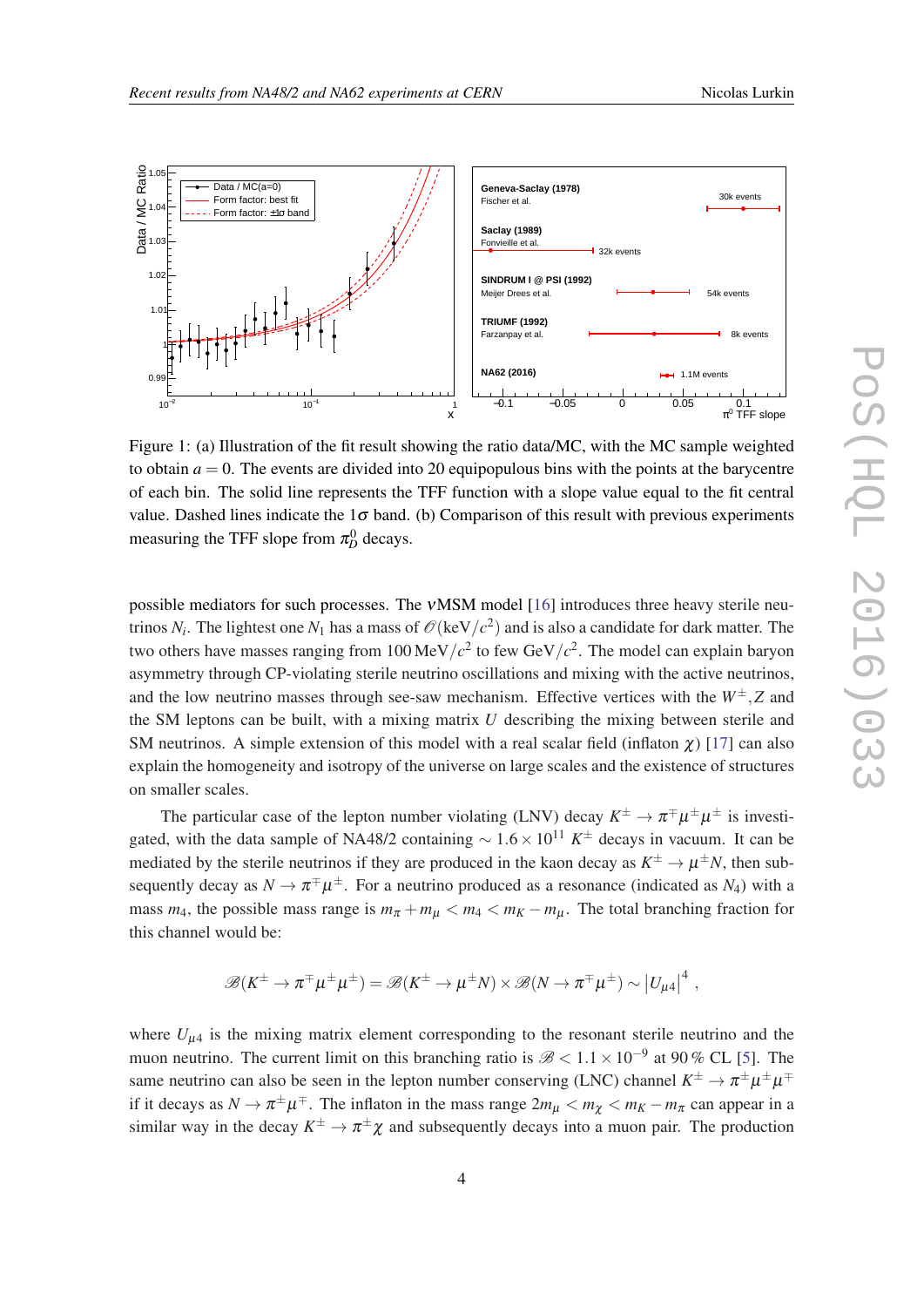Figure 1: (a) Illustration of the fit result showing the ratio data/MC, with the MC sample weighted to obtain $a = 0$. The events are divided into 20 equipopulous bins with the points at the barycentre of each bin. The solid line represents the TFF function with a slope value equal to the fit central value. Dashed lines indicate the $1\sigma$ band. (b) Comparison of this result with previous experiments measuring the TFF slope from $\pi^0_D$ decays.

possible mediators for such processes. The $\nu$MSM model [16] introduces three heavy sterile neutrinos $N_i$. The lightest one $N_1$ has a mass of $\mathcal{O}(\mathrm{keV}/c^2)$ and is also a candidate for dark matter. The two others have masses ranging from $100\,\mathrm{MeV}/c^2$ to few $\mathrm{GeV}/c^2$. The model can explain baryon asymmetry through CP-violating sterile neutrino oscillations and mixing with the active neutrinos, and the low neutrino masses through see-saw mechanism. Effective vertices with the $W^{\pm}, Z$ and the SM leptons can be built, with a mixing matrix $U$ describing the mixing between sterile and SM neutrinos. A simple extension of this model with a real scalar field (inflaton $\chi$) [17] can also explain the homogeneity and isotropy of the universe on large scales and the existence of structures on smaller scales.

The particular case of the lepton number violating (LNV) decay $K^{\pm} \to \pi^{\mp}\mu^{\pm}\mu^{\pm}$ is investigated, with the data sample of NA48/2 containing $\sim 1.6 \times 10^{11}$ $K^{\pm}$ decays in vacuum. It can be mediated by the sterile neutrinos if they are produced in the kaon decay as $K^{\pm} \to \mu^{\pm}N$, then subsequently decay as $N \to \pi^{\mp}\mu^{\pm}$. For a neutrino produced as a resonance (indicated as $N_4$) with a mass $m_4$, the possible mass range is $m_{\pi} + m_{\mu} < m_4 < m_K - m_{\mu}$. The total branching fraction for this channel would be:

$$\mathscr{B}(K^{\pm} \to \pi^{\mp}\mu^{\pm}\mu^{\pm}) = \mathscr{B}(K^{\pm} \to \mu^{\pm}N) \times \mathscr{B}(N \to \pi^{\mp}\mu^{\pm}) \sim \left|U_{\mu 4}\right|^4 ,$$

where $U_{\mu 4}$ is the mixing matrix element corresponding to the resonant sterile neutrino and the muon neutrino. The current limit on this branching ratio is $\mathscr{B} < 1.1 \times 10^{-9}$ at 90 % CL [5]. The same neutrino can also be seen in the lepton number conserving (LNC) channel $K^{\pm} \to \pi^{\pm}\mu^{\pm}\mu^{\mp}$ if it decays as $N \to \pi^{\pm}\mu^{\mp}$. The inflaton in the mass range $2m_{\mu} < m_{\chi} < m_K - m_{\pi}$ can appear in a similar way in the decay $K^{\pm} \to \pi^{\pm}\chi$ and subsequently decays into a muon pair. The production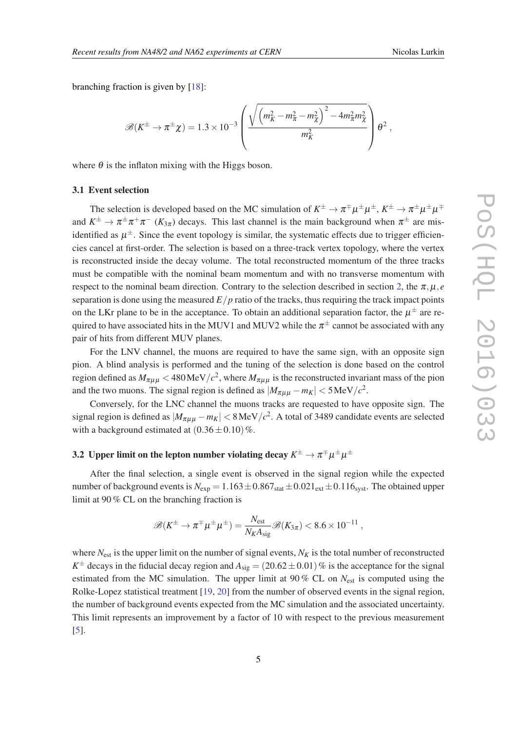branching fraction is given by [18]:

$$\mathscr{B}(K^{\pm} \to \pi^{\pm}\chi) = 1.3 \times 10^{-3} \left( \frac{\sqrt{\left(m_K^2 - m_\pi^2 - m_\chi^2\right)^2 - 4m_\pi^2 m_\chi^2}}{m_K^2} \right) \theta^2 ,$$

where $\theta$ is the inflaton mixing with the Higgs boson.

### 3.1 Event selection

The selection is developed based on the MC simulation of $K^{\pm} \to \pi^{\mp}\mu^{\pm}\mu^{\pm}$, $K^{\pm} \to \pi^{\pm}\mu^{\pm}\mu^{\mp}$ and $K^{\pm} \to \pi^{\pm}\pi^{+}\pi^{-}$ ($K_{3\pi}$) decays. This last channel is the main background when $\pi^{\pm}$ are misidentified as $\mu^{\pm}$. Since the event topology is similar, the systematic effects due to trigger efficiencies cancel at first-order. The selection is based on a three-track vertex topology, where the vertex is reconstructed inside the decay volume. The total reconstructed momentum of the three tracks must be compatible with the nominal beam momentum and with no transverse momentum with respect to the nominal beam direction. Contrary to the selection described in section 2, the $\pi, \mu, e$ separation is done using the measured $E/p$ ratio of the tracks, thus requiring the track impact points on the LKr plane to be in the acceptance. To obtain an additional separation factor, the $\mu^{\pm}$ are required to have associated hits in the MUV1 and MUV2 while the $\pi^{\pm}$ cannot be associated with any pair of hits from different MUV planes.

For the LNV channel, the muons are required to have the same sign, with an opposite sign pion. A blind analysis is performed and the tuning of the selection is done based on the control region defined as $M_{\pi\mu\mu} < 480\,\mathrm{MeV}/c^2$, where $M_{\pi\mu\mu}$ is the reconstructed invariant mass of the pion and the two muons. The signal region is defined as $|M_{\pi\mu\mu} - m_K| < 5\,\mathrm{MeV}/c^2$.

Conversely, for the LNC channel the muons tracks are requested to have opposite sign. The signal region is defined as $|M_{\pi\mu\mu} - m_K| < 8\,\mathrm{MeV}/c^2$. A total of 3489 candidate events are selected with a background estimated at $(0.36 \pm 0.10)\,\%$.

### 3.2 Upper limit on the lepton number violating decay $K^{\pm} \to \pi^{\mp}\mu^{\pm}\mu^{\pm}$

After the final selection, a single event is observed in the signal region while the expected number of background events is $N_{\mathrm{exp}} = 1.163 \pm 0.867_{\mathrm{stat}} \pm 0.021_{\mathrm{ext}} \pm 0.116_{\mathrm{syst}}$. The obtained upper limit at 90 % CL on the branching fraction is

$$\mathscr{B}(K^{\pm} \to \pi^{\mp}\mu^{\pm}\mu^{\pm}) = \frac{N_{\mathrm{est}}}{N_K A_{\mathrm{sig}}} \mathscr{B}(K_{3\pi}) < 8.6 \times 10^{-11} ,$$

where $N_{\mathrm{est}}$ is the upper limit on the number of signal events, $N_K$ is the total number of reconstructed $K^{\pm}$ decays in the fiducial decay region and $A_{\mathrm{sig}} = (20.62 \pm 0.01)\,\%$ is the acceptance for the signal estimated from the MC simulation. The upper limit at 90 % CL on $N_{\mathrm{est}}$ is computed using the Rolke-Lopez statistical treatment [19, 20] from the number of observed events in the signal region, the number of background events expected from the MC simulation and the associated uncertainty. This limit represents an improvement by a factor of 10 with respect to the previous measurement [5].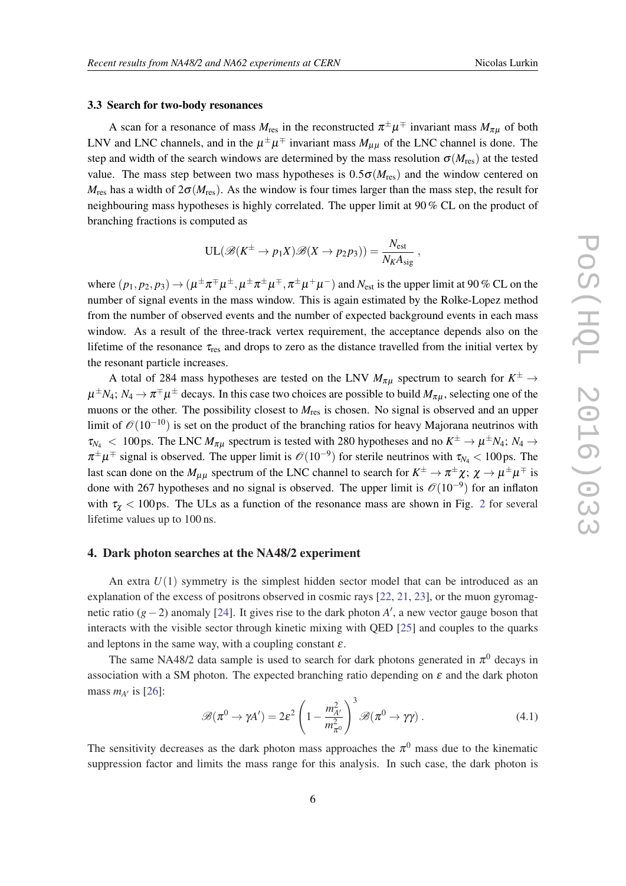### 3.3 Search for two-body resonances

A scan for a resonance of mass $M_{\text{res}}$ in the reconstructed $\pi^{\pm}\mu^{\mp}$ invariant mass $M_{\pi\mu}$ of both LNV and LNC channels, and in the $\mu^{\pm}\mu^{\mp}$ invariant mass $M_{\mu\mu}$ of the LNC channel is done. The step and width of the search windows are determined by the mass resolution $\sigma(M_{\text{res}})$ at the tested value. The mass step between two mass hypotheses is $0.5\sigma(M_{\text{res}})$ and the window centered on $M_{\text{res}}$ has a width of $2\sigma(M_{\text{res}})$. As the window is four times larger than the mass step, the result for neighbouring mass hypotheses is highly correlated. The upper limit at 90 % CL on the product of branching fractions is computed as

$$\text{UL}(\mathscr{B}(K^{\pm} \to p_1 X)\mathscr{B}(X \to p_2 p_3)) = \frac{N_{\text{est}}}{N_K A_{\text{sig}}} ,$$

where $(p_1, p_2, p_3) \to (\mu^{\pm}\pi^{\mp}\mu^{\pm}, \mu^{\pm}\pi^{\pm}\mu^{\mp}, \pi^{\pm}\mu^{+}\mu^{-})$ and $N_{\text{est}}$ is the upper limit at 90 % CL on the number of signal events in the mass window. This is again estimated by the Rolke-Lopez method from the number of observed events and the number of expected background events in each mass window. As a result of the three-track vertex requirement, the acceptance depends also on the lifetime of the resonance $\tau_{\text{res}}$ and drops to zero as the distance travelled from the initial vertex by the resonant particle increases.

A total of 284 mass hypotheses are tested on the LNV $M_{\pi\mu}$ spectrum to search for $K^{\pm} \to \mu^{\pm}N_4$; $N_4 \to \pi^{\mp}\mu^{\pm}$ decays. In this case two choices are possible to build $M_{\pi\mu}$, selecting one of the muons or the other. The possibility closest to $M_{\text{res}}$ is chosen. No signal is observed and an upper limit of $\mathscr{O}(10^{-10})$ is set on the product of the branching ratios for heavy Majorana neutrinos with $\tau_{N_4} < 100\,\text{ps}$. The LNC $M_{\pi\mu}$ spectrum is tested with 280 hypotheses and no $K^{\pm} \to \mu^{\pm}N_4$; $N_4 \to \pi^{\pm}\mu^{\mp}$ signal is observed. The upper limit is $\mathscr{O}(10^{-9})$ for sterile neutrinos with $\tau_{N_4} < 100\,\text{ps}$. The last scan done on the $M_{\mu\mu}$ spectrum of the LNC channel to search for $K^{\pm} \to \pi^{\pm}\chi$; $\chi \to \mu^{\pm}\mu^{\mp}$ is done with 267 hypotheses and no signal is observed. The upper limit is $\mathscr{O}(10^{-9})$ for an inflaton with $\tau_{\chi} < 100\,\text{ps}$. The ULs as a function of the resonance mass are shown in Fig. 2 for several lifetime values up to 100 ns.

## 4. Dark photon searches at the NA48/2 experiment

An extra $U(1)$ symmetry is the simplest hidden sector model that can be introduced as an explanation of the excess of positrons observed in cosmic rays [22, 21, 23], or the muon gyromagnetic ratio $(g-2)$ anomaly [24]. It gives rise to the dark photon $A'$, a new vector gauge boson that interacts with the visible sector through kinetic mixing with QED [25] and couples to the quarks and leptons in the same way, with a coupling constant $\varepsilon$.

The same NA48/2 data sample is used to search for dark photons generated in $\pi^0$ decays in association with a SM photon. The expected branching ratio depending on $\varepsilon$ and the dark photon mass $m_{A'}$ is [26]:

$$\mathscr{B}(\pi^0 \to \gamma A') = 2\varepsilon^2 \left(1 - \frac{m_{A'}^2}{m_{\pi^0}^2}\right)^3 \mathscr{B}(\pi^0 \to \gamma\gamma) . \tag{4.1}$$

The sensitivity decreases as the dark photon mass approaches the $\pi^0$ mass due to the kinematic suppression factor and limits the mass range for this analysis. In such case, the dark photon is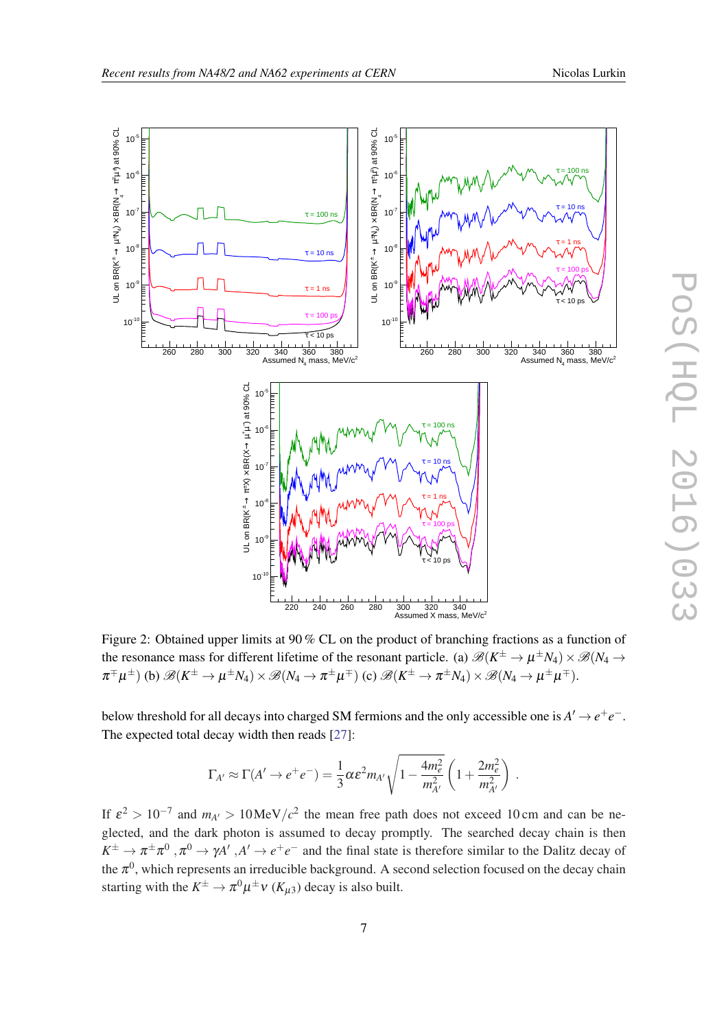Figure 2: Obtained upper limits at 90 % CL on the product of branching fractions as a function of the resonance mass for different lifetime of the resonant particle. (a) $\mathscr{B}(K^{\pm} \to \mu^{\pm} N_4) \times \mathscr{B}(N_4 \to \pi^{\mp}\mu^{\pm})$ (b) $\mathscr{B}(K^{\pm} \to \mu^{\pm} N_4) \times \mathscr{B}(N_4 \to \pi^{\pm}\mu^{\mp})$ (c) $\mathscr{B}(K^{\pm} \to \pi^{\pm} N_4) \times \mathscr{B}(N_4 \to \mu^{\pm}\mu^{\mp})$.

below threshold for all decays into charged SM fermions and the only accessible one is $A' \to e^+e^-$. The expected total decay width then reads [27]:

$$\Gamma_{A'} \approx \Gamma(A' \to e^+e^-) = \frac{1}{3}\alpha\varepsilon^2 m_{A'}\sqrt{1 - \frac{4m_e^2}{m_{A'}^2}}\left(1 + \frac{2m_e^2}{m_{A'}^2}\right) .$$

If $\varepsilon^2 > 10^{-7}$ and $m_{A'} > 10\,\mathrm{MeV}/c^2$ the mean free path does not exceed 10 cm and can be neglected, and the dark photon is assumed to decay promptly. The searched decay chain is then $K^{\pm} \to \pi^{\pm}\pi^0$ ,$\pi^0 \to \gamma A'$ ,$A' \to e^+e^-$ and the final state is therefore similar to the Dalitz decay of the $\pi^0$, which represents an irreducible background. A second selection focused on the decay chain starting with the $K^{\pm} \to \pi^0\mu^{\pm}\nu$ ($K_{\mu 3}$) decay is also built.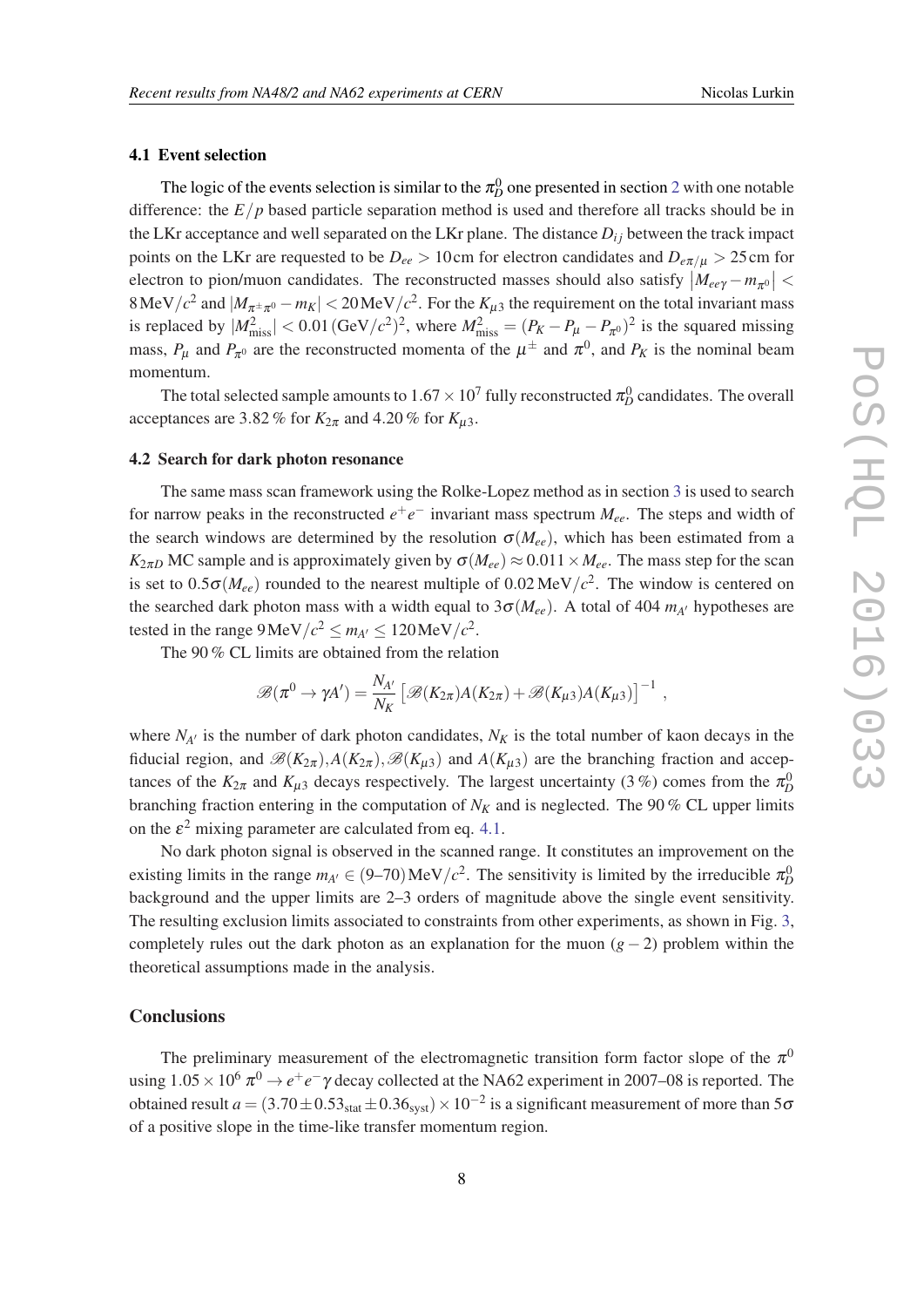### 4.1 Event selection

The logic of the events selection is similar to the $\pi^0_D$ one presented in section 2 with one notable difference: the $E/p$ based particle separation method is used and therefore all tracks should be in the LKr acceptance and well separated on the LKr plane. The distance $D_{ij}$ between the track impact points on the LKr are requested to be $D_{ee} > 10\,\text{cm}$ for electron candidates and $D_{e\pi/\mu} > 25\,\text{cm}$ for electron to pion/muon candidates. The reconstructed masses should also satisfy $|M_{ee\gamma} - m_{\pi^0}| < 8\,\text{MeV}/c^2$ and $|M_{\pi^\pm\pi^0} - m_K| < 20\,\text{MeV}/c^2$. For the $K_{\mu 3}$ the requirement on the total invariant mass is replaced by $|M^2_{\text{miss}}| < 0.01\,(\text{GeV}/c^2)^2$, where $M^2_{\text{miss}} = (P_K - P_\mu - P_{\pi^0})^2$ is the squared missing mass, $P_\mu$ and $P_{\pi^0}$ are the reconstructed momenta of the $\mu^\pm$ and $\pi^0$, and $P_K$ is the nominal beam momentum.

The total selected sample amounts to $1.67 \times 10^7$ fully reconstructed $\pi^0_D$ candidates. The overall acceptances are 3.82 % for $K_{2\pi}$ and 4.20 % for $K_{\mu 3}$.

### 4.2 Search for dark photon resonance

The same mass scan framework using the Rolke-Lopez method as in section 3 is used to search for narrow peaks in the reconstructed $e^+e^-$ invariant mass spectrum $M_{ee}$. The steps and width of the search windows are determined by the resolution $\sigma(M_{ee})$, which has been estimated from a $K_{2\pi D}$ MC sample and is approximately given by $\sigma(M_{ee}) \approx 0.011 \times M_{ee}$. The mass step for the scan is set to $0.5\sigma(M_{ee})$ rounded to the nearest multiple of $0.02\,\text{MeV}/c^2$. The window is centered on the searched dark photon mass with a width equal to $3\sigma(M_{ee})$. A total of 404 $m_{A'}$ hypotheses are tested in the range $9\,\text{MeV}/c^2 \leq m_{A'} \leq 120\,\text{MeV}/c^2$.

The 90 % CL limits are obtained from the relation

$$\mathscr{B}(\pi^0 \to \gamma A') = \frac{N_{A'}}{N_K}\left[\mathscr{B}(K_{2\pi})A(K_{2\pi}) + \mathscr{B}(K_{\mu 3})A(K_{\mu 3})\right]^{-1},$$

where $N_{A'}$ is the number of dark photon candidates, $N_K$ is the total number of kaon decays in the fiducial region, and $\mathscr{B}(K_{2\pi}), A(K_{2\pi}), \mathscr{B}(K_{\mu 3})$ and $A(K_{\mu 3})$ are the branching fraction and acceptances of the $K_{2\pi}$ and $K_{\mu 3}$ decays respectively. The largest uncertainty (3 %) comes from the $\pi^0_D$ branching fraction entering in the computation of $N_K$ and is neglected. The 90 % CL upper limits on the $\varepsilon^2$ mixing parameter are calculated from eq. 4.1.

No dark photon signal is observed in the scanned range. It constitutes an improvement on the existing limits in the range $m_{A'} \in (9\text{–}70)\,\text{MeV}/c^2$. The sensitivity is limited by the irreducible $\pi^0_D$ background and the upper limits are 2–3 orders of magnitude above the single event sensitivity. The resulting exclusion limits associated to constraints from other experiments, as shown in Fig. 3, completely rules out the dark photon as an explanation for the muon $(g-2)$ problem within the theoretical assumptions made in the analysis.

## Conclusions

The preliminary measurement of the electromagnetic transition form factor slope of the $\pi^0$ using $1.05 \times 10^6$ $\pi^0 \to e^+e^-\gamma$ decay collected at the NA62 experiment in 2007–08 is reported. The obtained result $a = (3.70 \pm 0.53_{\text{stat}} \pm 0.36_{\text{syst}}) \times 10^{-2}$ is a significant measurement of more than $5\sigma$ of a positive slope in the time-like transfer momentum region.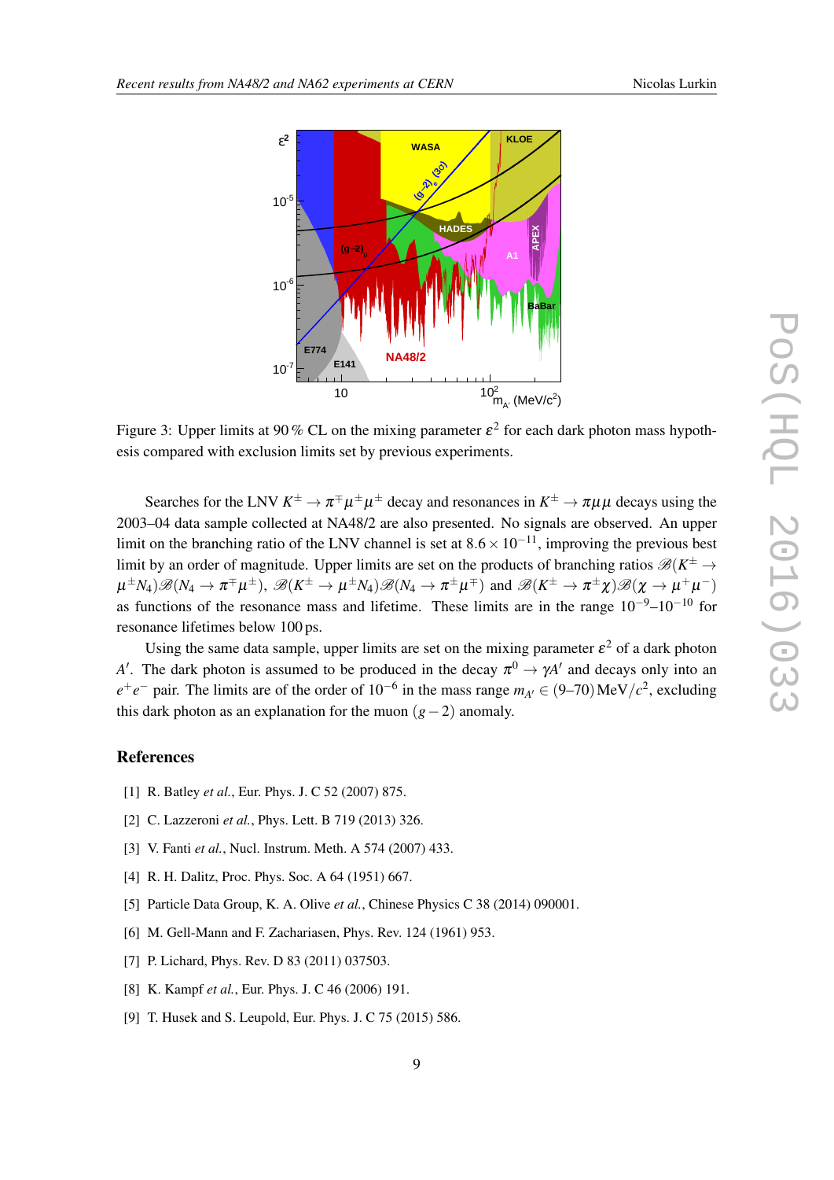Figure 3: Upper limits at 90 % CL on the mixing parameter $\varepsilon^2$ for each dark photon mass hypothesis compared with exclusion limits set by previous experiments.

Searches for the LNV $K^\pm \to \pi^\mp\mu^\pm\mu^\pm$ decay and resonances in $K^\pm \to \pi\mu\mu$ decays using the 2003–04 data sample collected at NA48/2 are also presented. No signals are observed. An upper limit on the branching ratio of the LNV channel is set at $8.6 \times 10^{-11}$, improving the previous best limit by an order of magnitude. Upper limits are set on the products of branching ratios $\mathscr{B}(K^\pm \to \mu^\pm N_4)\mathscr{B}(N_4 \to \pi^\mp\mu^\pm)$, $\mathscr{B}(K^\pm \to \mu^\pm N_4)\mathscr{B}(N_4 \to \pi^\pm\mu^\mp)$ and $\mathscr{B}(K^\pm \to \pi^\pm\chi)\mathscr{B}(\chi \to \mu^+\mu^-)$ as functions of the resonance mass and lifetime. These limits are in the range $10^{-9}$–$10^{-10}$ for resonance lifetimes below 100 ps.

Using the same data sample, upper limits are set on the mixing parameter $\varepsilon^2$ of a dark photon $A'$. The dark photon is assumed to be produced in the decay $\pi^0 \to \gamma A'$ and decays only into an $e^+e^-$ pair. The limits are of the order of $10^{-6}$ in the mass range $m_{A'} \in (9\text{–}70)\,\mathrm{MeV}/c^2$, excluding this dark photon as an explanation for the muon $(g-2)$ anomaly.

## References

[1] R. Batley *et al.*, Eur. Phys. J. C 52 (2007) 875.

[2] C. Lazzeroni *et al.*, Phys. Lett. B 719 (2013) 326.

[3] V. Fanti *et al.*, Nucl. Instrum. Meth. A 574 (2007) 433.

[4] R. H. Dalitz, Proc. Phys. Soc. A 64 (1951) 667.

[5] Particle Data Group, K. A. Olive *et al.*, Chinese Physics C 38 (2014) 090001.

[6] M. Gell-Mann and F. Zachariasen, Phys. Rev. 124 (1961) 953.

[7] P. Lichard, Phys. Rev. D 83 (2011) 037503.

[8] K. Kampf *et al.*, Eur. Phys. J. C 46 (2006) 191.

[9] T. Husek and S. Leupold, Eur. Phys. J. C 75 (2015) 586.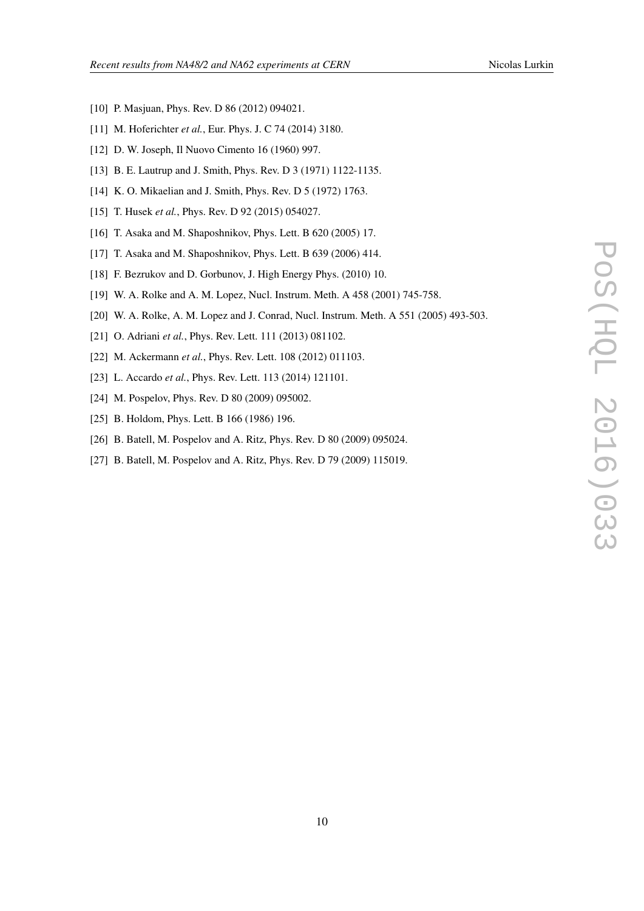[10] P. Masjuan, Phys. Rev. D 86 (2012) 094021.

[11] M. Hoferichter *et al.*, Eur. Phys. J. C 74 (2014) 3180.

[12] D. W. Joseph, Il Nuovo Cimento 16 (1960) 997.

[13] B. E. Lautrup and J. Smith, Phys. Rev. D 3 (1971) 1122-1135.

[14] K. O. Mikaelian and J. Smith, Phys. Rev. D 5 (1972) 1763.

[15] T. Husek *et al.*, Phys. Rev. D 92 (2015) 054027.

[16] T. Asaka and M. Shaposhnikov, Phys. Lett. B 620 (2005) 17.

[17] T. Asaka and M. Shaposhnikov, Phys. Lett. B 639 (2006) 414.

[18] F. Bezrukov and D. Gorbunov, J. High Energy Phys. (2010) 10.

[19] W. A. Rolke and A. M. Lopez, Nucl. Instrum. Meth. A 458 (2001) 745-758.

[20] W. A. Rolke, A. M. Lopez and J. Conrad, Nucl. Instrum. Meth. A 551 (2005) 493-503.

[21] O. Adriani *et al.*, Phys. Rev. Lett. 111 (2013) 081102.

[22] M. Ackermann *et al.*, Phys. Rev. Lett. 108 (2012) 011103.

[23] L. Accardo *et al.*, Phys. Rev. Lett. 113 (2014) 121101.

[24] M. Pospelov, Phys. Rev. D 80 (2009) 095002.

[25] B. Holdom, Phys. Lett. B 166 (1986) 196.

[26] B. Batell, M. Pospelov and A. Ritz, Phys. Rev. D 80 (2009) 095024.

[27] B. Batell, M. Pospelov and A. Ritz, Phys. Rev. D 79 (2009) 115019.